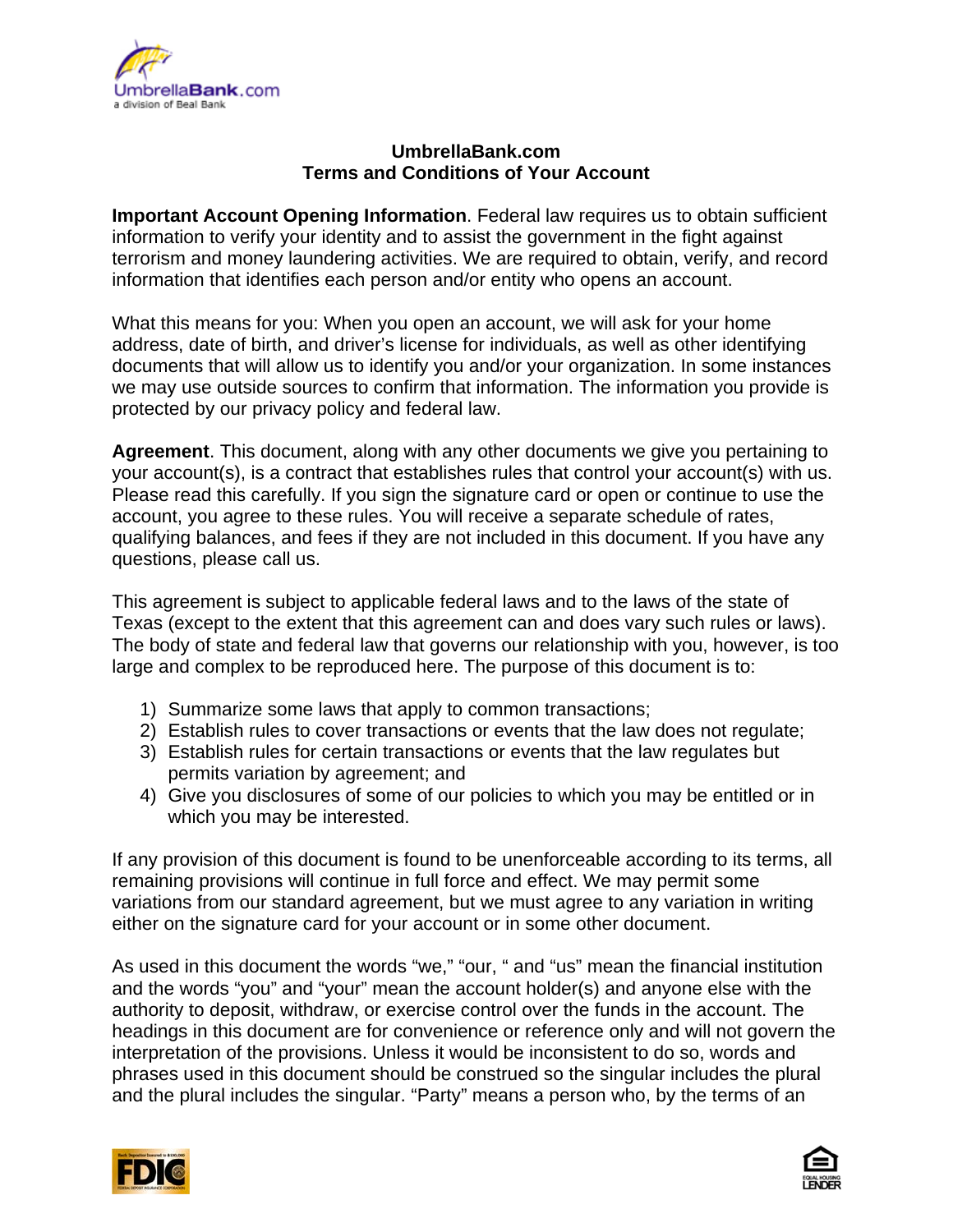# UmbrellaBank.com
## Terms and Conditions of Your Account

**Important Account Opening Information**. Federal law requires us to obtain sufficient information to verify your identity and to assist the government in the fight against terrorism and money laundering activities. We are required to obtain, verify, and record information that identifies each person and/or entity who opens an account.

What this means for you: When you open an account, we will ask for your home address, date of birth, and driver's license for individuals, as well as other identifying documents that will allow us to identify you and/or your organization. In some instances we may use outside sources to confirm that information. The information you provide is protected by our privacy policy and federal law.

**Agreement**. This document, along with any other documents we give you pertaining to your account(s), is a contract that establishes rules that control your account(s) with us. Please read this carefully. If you sign the signature card or open or continue to use the account, you agree to these rules. You will receive a separate schedule of rates, qualifying balances, and fees if they are not included in this document. If you have any questions, please call us.

This agreement is subject to applicable federal laws and to the laws of the state of Texas (except to the extent that this agreement can and does vary such rules or laws). The body of state and federal law that governs our relationship with you, however, is too large and complex to be reproduced here. The purpose of this document is to:

1) Summarize some laws that apply to common transactions;
2) Establish rules to cover transactions or events that the law does not regulate;
3) Establish rules for certain transactions or events that the law regulates but permits variation by agreement; and
4) Give you disclosures of some of our policies to which you may be entitled or in which you may be interested.

If any provision of this document is found to be unenforceable according to its terms, all remaining provisions will continue in full force and effect. We may permit some variations from our standard agreement, but we must agree to any variation in writing either on the signature card for your account or in some other document.

As used in this document the words "we," "our, " and "us" mean the financial institution and the words "you" and "your" mean the account holder(s) and anyone else with the authority to deposit, withdraw, or exercise control over the funds in the account. The headings in this document are for convenience or reference only and will not govern the interpretation of the provisions. Unless it would be inconsistent to do so, words and phrases used in this document should be construed so the singular includes the plural and the plural includes the singular. "Party" means a person who, by the terms of an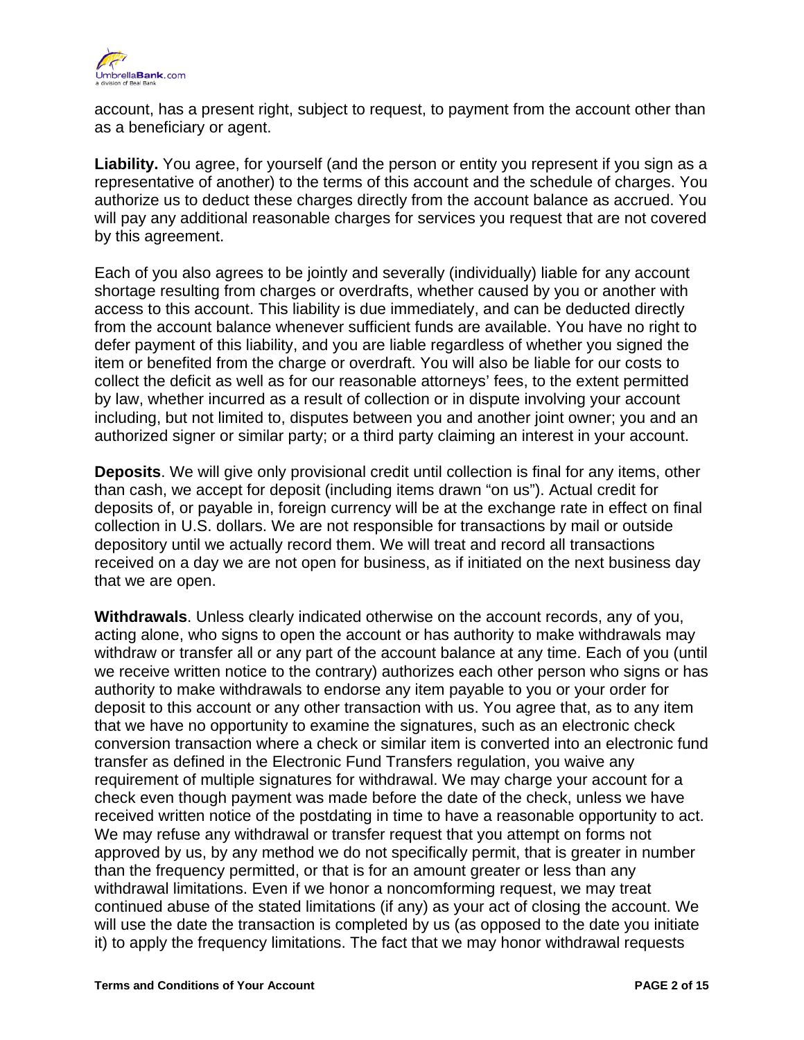account, has a present right, subject to request, to payment from the account other than as a beneficiary or agent.

**Liability.** You agree, for yourself (and the person or entity you represent if you sign as a representative of another) to the terms of this account and the schedule of charges. You authorize us to deduct these charges directly from the account balance as accrued. You will pay any additional reasonable charges for services you request that are not covered by this agreement.

Each of you also agrees to be jointly and severally (individually) liable for any account shortage resulting from charges or overdrafts, whether caused by you or another with access to this account. This liability is due immediately, and can be deducted directly from the account balance whenever sufficient funds are available. You have no right to defer payment of this liability, and you are liable regardless of whether you signed the item or benefited from the charge or overdraft. You will also be liable for our costs to collect the deficit as well as for our reasonable attorneys' fees, to the extent permitted by law, whether incurred as a result of collection or in dispute involving your account including, but not limited to, disputes between you and another joint owner; you and an authorized signer or similar party; or a third party claiming an interest in your account.

**Deposits**. We will give only provisional credit until collection is final for any items, other than cash, we accept for deposit (including items drawn "on us"). Actual credit for deposits of, or payable in, foreign currency will be at the exchange rate in effect on final collection in U.S. dollars. We are not responsible for transactions by mail or outside depository until we actually record them. We will treat and record all transactions received on a day we are not open for business, as if initiated on the next business day that we are open.

**Withdrawals**. Unless clearly indicated otherwise on the account records, any of you, acting alone, who signs to open the account or has authority to make withdrawals may withdraw or transfer all or any part of the account balance at any time. Each of you (until we receive written notice to the contrary) authorizes each other person who signs or has authority to make withdrawals to endorse any item payable to you or your order for deposit to this account or any other transaction with us. You agree that, as to any item that we have no opportunity to examine the signatures, such as an electronic check conversion transaction where a check or similar item is converted into an electronic fund transfer as defined in the Electronic Fund Transfers regulation, you waive any requirement of multiple signatures for withdrawal. We may charge your account for a check even though payment was made before the date of the check, unless we have received written notice of the postdating in time to have a reasonable opportunity to act. We may refuse any withdrawal or transfer request that you attempt on forms not approved by us, by any method we do not specifically permit, that is greater in number than the frequency permitted, or that is for an amount greater or less than any withdrawal limitations. Even if we honor a noncomforming request, we may treat continued abuse of the stated limitations (if any) as your act of closing the account. We will use the date the transaction is completed by us (as opposed to the date you initiate it) to apply the frequency limitations. The fact that we may honor withdrawal requests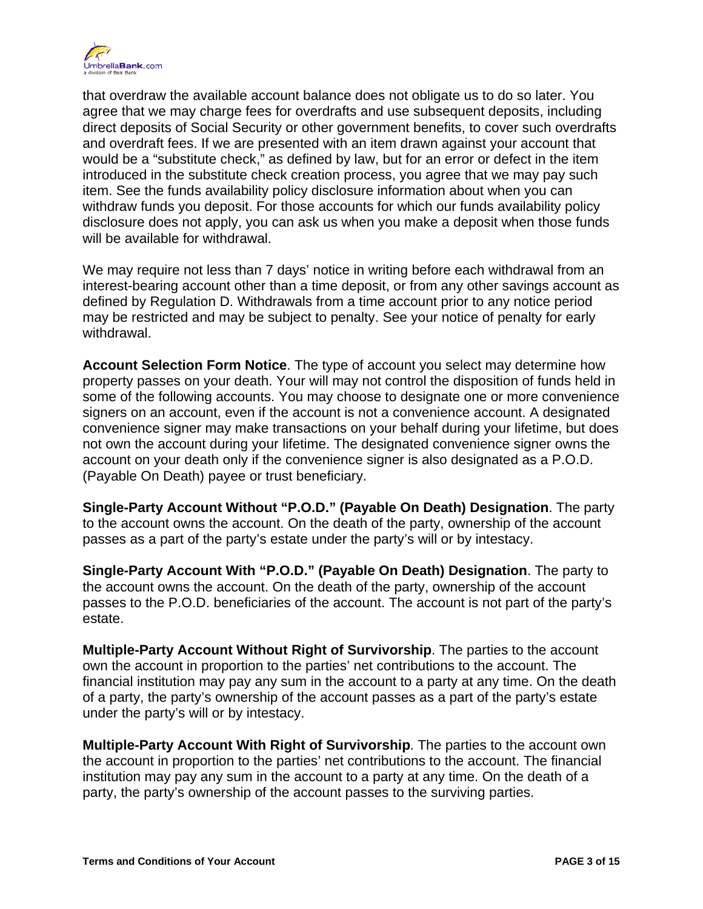that overdraw the available account balance does not obligate us to do so later. You agree that we may charge fees for overdrafts and use subsequent deposits, including direct deposits of Social Security or other government benefits, to cover such overdrafts and overdraft fees. If we are presented with an item drawn against your account that would be a "substitute check," as defined by law, but for an error or defect in the item introduced in the substitute check creation process, you agree that we may pay such item. See the funds availability policy disclosure information about when you can withdraw funds you deposit. For those accounts for which our funds availability policy disclosure does not apply, you can ask us when you make a deposit when those funds will be available for withdrawal.

We may require not less than 7 days' notice in writing before each withdrawal from an interest-bearing account other than a time deposit, or from any other savings account as defined by Regulation D. Withdrawals from a time account prior to any notice period may be restricted and may be subject to penalty. See your notice of penalty for early withdrawal.

**Account Selection Form Notice**. The type of account you select may determine how property passes on your death. Your will may not control the disposition of funds held in some of the following accounts. You may choose to designate one or more convenience signers on an account, even if the account is not a convenience account. A designated convenience signer may make transactions on your behalf during your lifetime, but does not own the account during your lifetime. The designated convenience signer owns the account on your death only if the convenience signer is also designated as a P.O.D. (Payable On Death) payee or trust beneficiary.

**Single-Party Account Without "P.O.D." (Payable On Death) Designation**. The party to the account owns the account. On the death of the party, ownership of the account passes as a part of the party's estate under the party's will or by intestacy.

**Single-Party Account With "P.O.D." (Payable On Death) Designation**. The party to the account owns the account. On the death of the party, ownership of the account passes to the P.O.D. beneficiaries of the account. The account is not part of the party's estate.

**Multiple-Party Account Without Right of Survivorship**. The parties to the account own the account in proportion to the parties' net contributions to the account. The financial institution may pay any sum in the account to a party at any time. On the death of a party, the party's ownership of the account passes as a part of the party's estate under the party's will or by intestacy.

**Multiple-Party Account With Right of Survivorship**. The parties to the account own the account in proportion to the parties' net contributions to the account. The financial institution may pay any sum in the account to a party at any time. On the death of a party, the party's ownership of the account passes to the surviving parties.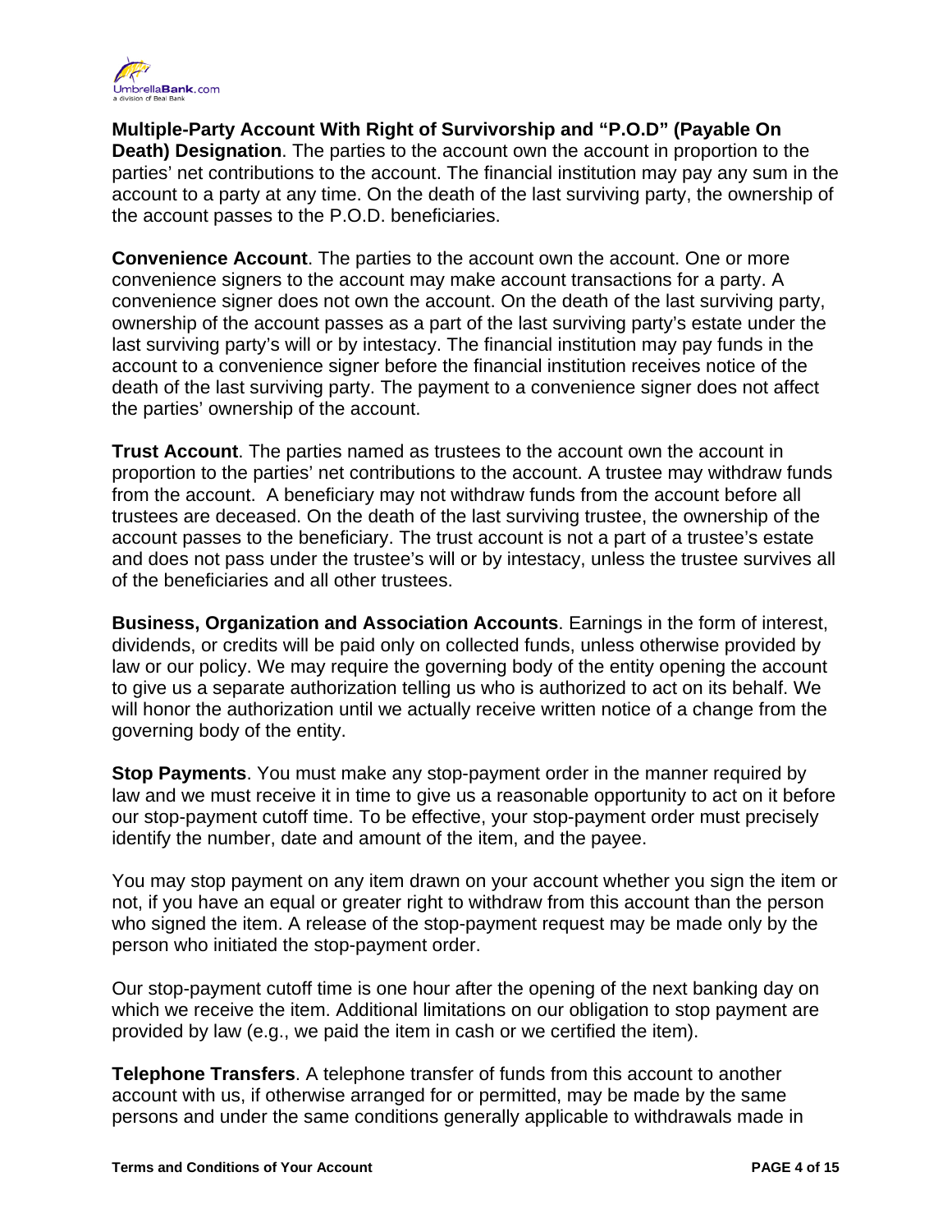**Multiple-Party Account With Right of Survivorship and "P.O.D" (Payable On Death) Designation**. The parties to the account own the account in proportion to the parties' net contributions to the account. The financial institution may pay any sum in the account to a party at any time. On the death of the last surviving party, the ownership of the account passes to the P.O.D. beneficiaries.

**Convenience Account**. The parties to the account own the account. One or more convenience signers to the account may make account transactions for a party. A convenience signer does not own the account. On the death of the last surviving party, ownership of the account passes as a part of the last surviving party's estate under the last surviving party's will or by intestacy. The financial institution may pay funds in the account to a convenience signer before the financial institution receives notice of the death of the last surviving party. The payment to a convenience signer does not affect the parties' ownership of the account.

**Trust Account**. The parties named as trustees to the account own the account in proportion to the parties' net contributions to the account. A trustee may withdraw funds from the account. A beneficiary may not withdraw funds from the account before all trustees are deceased. On the death of the last surviving trustee, the ownership of the account passes to the beneficiary. The trust account is not a part of a trustee's estate and does not pass under the trustee's will or by intestacy, unless the trustee survives all of the beneficiaries and all other trustees.

**Business, Organization and Association Accounts**. Earnings in the form of interest, dividends, or credits will be paid only on collected funds, unless otherwise provided by law or our policy. We may require the governing body of the entity opening the account to give us a separate authorization telling us who is authorized to act on its behalf. We will honor the authorization until we actually receive written notice of a change from the governing body of the entity.

**Stop Payments**. You must make any stop-payment order in the manner required by law and we must receive it in time to give us a reasonable opportunity to act on it before our stop-payment cutoff time. To be effective, your stop-payment order must precisely identify the number, date and amount of the item, and the payee.

You may stop payment on any item drawn on your account whether you sign the item or not, if you have an equal or greater right to withdraw from this account than the person who signed the item. A release of the stop-payment request may be made only by the person who initiated the stop-payment order.

Our stop-payment cutoff time is one hour after the opening of the next banking day on which we receive the item. Additional limitations on our obligation to stop payment are provided by law (e.g., we paid the item in cash or we certified the item).

**Telephone Transfers**. A telephone transfer of funds from this account to another account with us, if otherwise arranged for or permitted, may be made by the same persons and under the same conditions generally applicable to withdrawals made in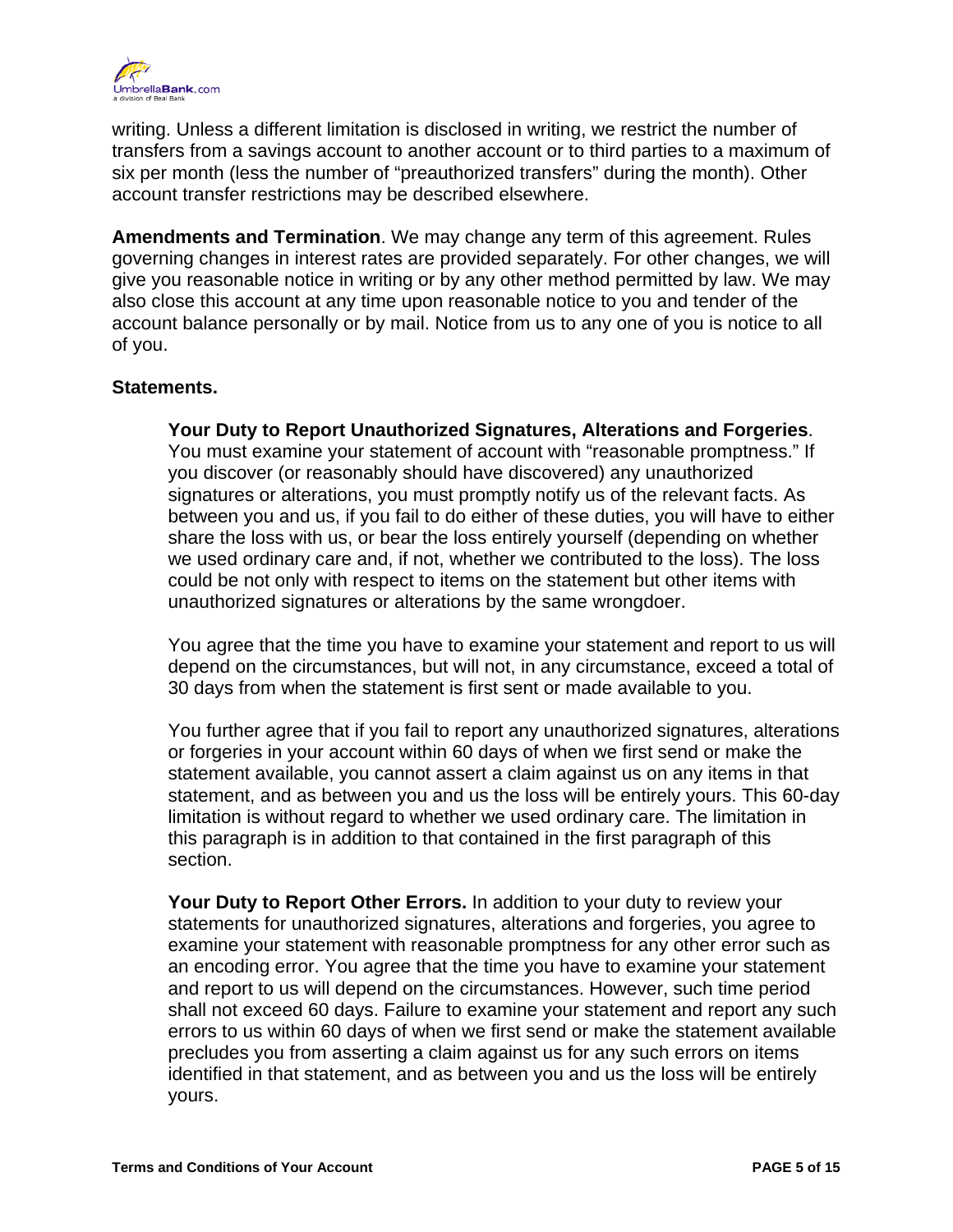writing. Unless a different limitation is disclosed in writing, we restrict the number of transfers from a savings account to another account or to third parties to a maximum of six per month (less the number of "preauthorized transfers" during the month). Other account transfer restrictions may be described elsewhere.

**Amendments and Termination**. We may change any term of this agreement. Rules governing changes in interest rates are provided separately. For other changes, we will give you reasonable notice in writing or by any other method permitted by law. We may also close this account at any time upon reasonable notice to you and tender of the account balance personally or by mail. Notice from us to any one of you is notice to all of you.

**Statements.**

**Your Duty to Report Unauthorized Signatures, Alterations and Forgeries**. You must examine your statement of account with "reasonable promptness." If you discover (or reasonably should have discovered) any unauthorized signatures or alterations, you must promptly notify us of the relevant facts. As between you and us, if you fail to do either of these duties, you will have to either share the loss with us, or bear the loss entirely yourself (depending on whether we used ordinary care and, if not, whether we contributed to the loss). The loss could be not only with respect to items on the statement but other items with unauthorized signatures or alterations by the same wrongdoer.

You agree that the time you have to examine your statement and report to us will depend on the circumstances, but will not, in any circumstance, exceed a total of 30 days from when the statement is first sent or made available to you.

You further agree that if you fail to report any unauthorized signatures, alterations or forgeries in your account within 60 days of when we first send or make the statement available, you cannot assert a claim against us on any items in that statement, and as between you and us the loss will be entirely yours. This 60-day limitation is without regard to whether we used ordinary care. The limitation in this paragraph is in addition to that contained in the first paragraph of this section.

**Your Duty to Report Other Errors.** In addition to your duty to review your statements for unauthorized signatures, alterations and forgeries, you agree to examine your statement with reasonable promptness for any other error such as an encoding error. You agree that the time you have to examine your statement and report to us will depend on the circumstances. However, such time period shall not exceed 60 days. Failure to examine your statement and report any such errors to us within 60 days of when we first send or make the statement available precludes you from asserting a claim against us for any such errors on items identified in that statement, and as between you and us the loss will be entirely yours.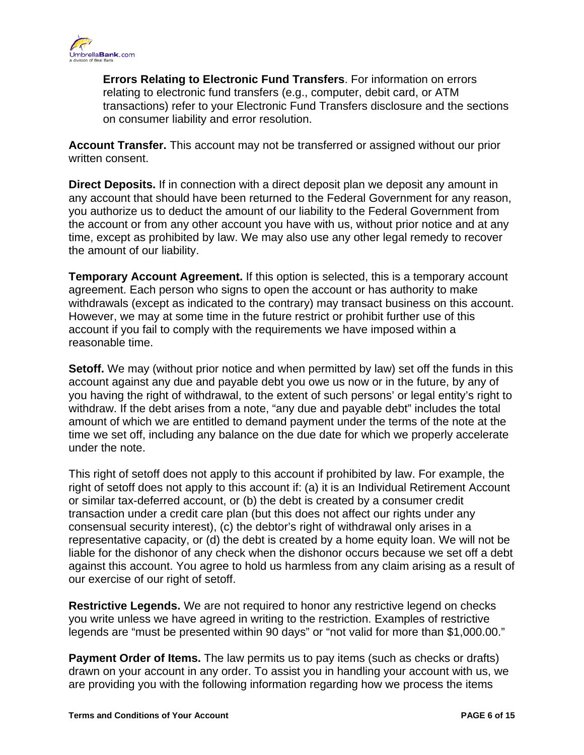**Errors Relating to Electronic Fund Transfers**. For information on errors relating to electronic fund transfers (e.g., computer, debit card, or ATM transactions) refer to your Electronic Fund Transfers disclosure and the sections on consumer liability and error resolution.

**Account Transfer.** This account may not be transferred or assigned without our prior written consent.

**Direct Deposits.** If in connection with a direct deposit plan we deposit any amount in any account that should have been returned to the Federal Government for any reason, you authorize us to deduct the amount of our liability to the Federal Government from the account or from any other account you have with us, without prior notice and at any time, except as prohibited by law. We may also use any other legal remedy to recover the amount of our liability.

**Temporary Account Agreement.** If this option is selected, this is a temporary account agreement. Each person who signs to open the account or has authority to make withdrawals (except as indicated to the contrary) may transact business on this account. However, we may at some time in the future restrict or prohibit further use of this account if you fail to comply with the requirements we have imposed within a reasonable time.

**Setoff.** We may (without prior notice and when permitted by law) set off the funds in this account against any due and payable debt you owe us now or in the future, by any of you having the right of withdrawal, to the extent of such persons' or legal entity's right to withdraw. If the debt arises from a note, "any due and payable debt" includes the total amount of which we are entitled to demand payment under the terms of the note at the time we set off, including any balance on the due date for which we properly accelerate under the note.

This right of setoff does not apply to this account if prohibited by law. For example, the right of setoff does not apply to this account if: (a) it is an Individual Retirement Account or similar tax-deferred account, or (b) the debt is created by a consumer credit transaction under a credit care plan (but this does not affect our rights under any consensual security interest), (c) the debtor's right of withdrawal only arises in a representative capacity, or (d) the debt is created by a home equity loan. We will not be liable for the dishonor of any check when the dishonor occurs because we set off a debt against this account. You agree to hold us harmless from any claim arising as a result of our exercise of our right of setoff.

**Restrictive Legends.** We are not required to honor any restrictive legend on checks you write unless we have agreed in writing to the restriction. Examples of restrictive legends are "must be presented within 90 days" or "not valid for more than $1,000.00."

**Payment Order of Items.** The law permits us to pay items (such as checks or drafts) drawn on your account in any order. To assist you in handling your account with us, we are providing you with the following information regarding how we process the items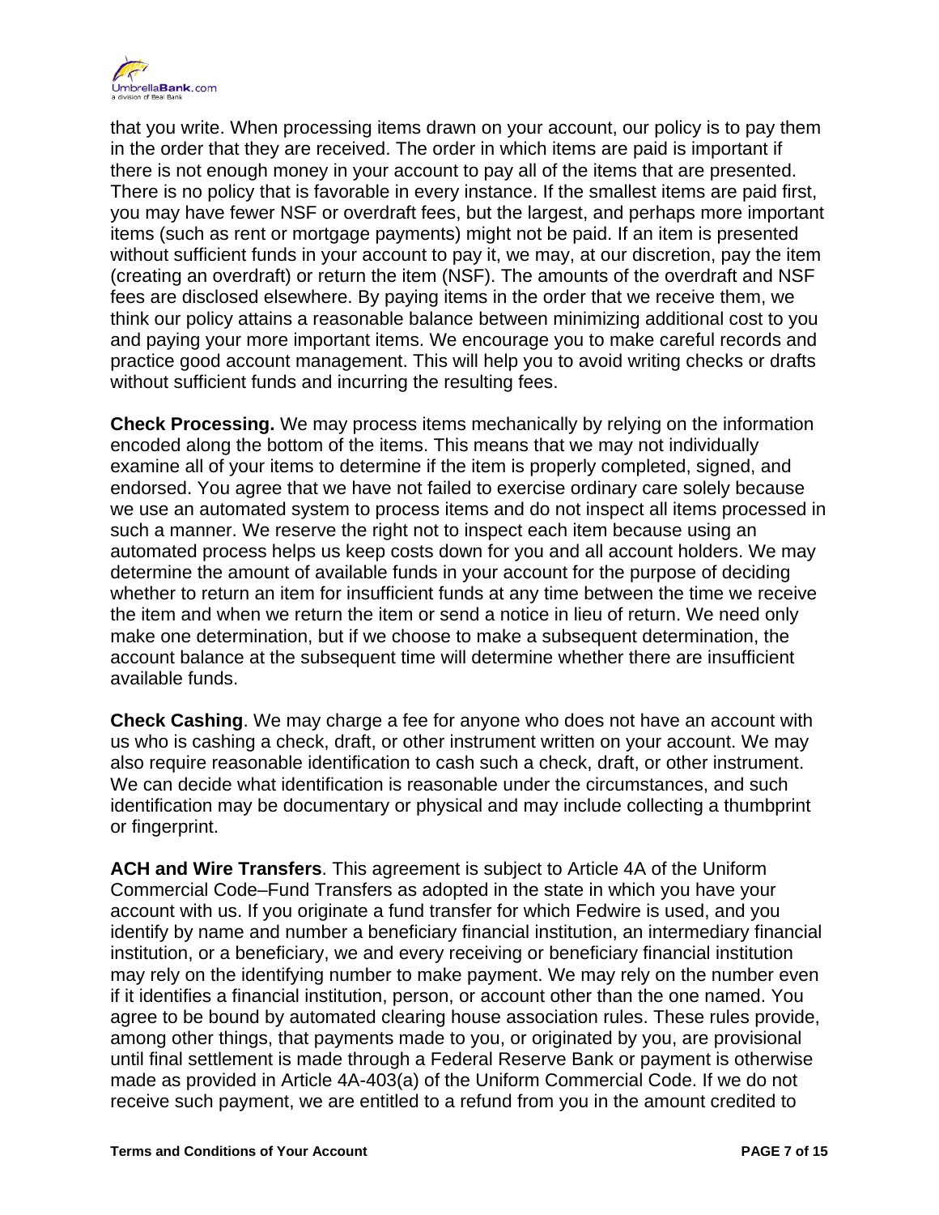that you write. When processing items drawn on your account, our policy is to pay them in the order that they are received. The order in which items are paid is important if there is not enough money in your account to pay all of the items that are presented. There is no policy that is favorable in every instance. If the smallest items are paid first, you may have fewer NSF or overdraft fees, but the largest, and perhaps more important items (such as rent or mortgage payments) might not be paid. If an item is presented without sufficient funds in your account to pay it, we may, at our discretion, pay the item (creating an overdraft) or return the item (NSF). The amounts of the overdraft and NSF fees are disclosed elsewhere. By paying items in the order that we receive them, we think our policy attains a reasonable balance between minimizing additional cost to you and paying your more important items. We encourage you to make careful records and practice good account management. This will help you to avoid writing checks or drafts without sufficient funds and incurring the resulting fees.

**Check Processing.** We may process items mechanically by relying on the information encoded along the bottom of the items. This means that we may not individually examine all of your items to determine if the item is properly completed, signed, and endorsed. You agree that we have not failed to exercise ordinary care solely because we use an automated system to process items and do not inspect all items processed in such a manner. We reserve the right not to inspect each item because using an automated process helps us keep costs down for you and all account holders. We may determine the amount of available funds in your account for the purpose of deciding whether to return an item for insufficient funds at any time between the time we receive the item and when we return the item or send a notice in lieu of return. We need only make one determination, but if we choose to make a subsequent determination, the account balance at the subsequent time will determine whether there are insufficient available funds.

**Check Cashing**. We may charge a fee for anyone who does not have an account with us who is cashing a check, draft, or other instrument written on your account. We may also require reasonable identification to cash such a check, draft, or other instrument. We can decide what identification is reasonable under the circumstances, and such identification may be documentary or physical and may include collecting a thumbprint or fingerprint.

**ACH and Wire Transfers**. This agreement is subject to Article 4A of the Uniform Commercial Code–Fund Transfers as adopted in the state in which you have your account with us. If you originate a fund transfer for which Fedwire is used, and you identify by name and number a beneficiary financial institution, an intermediary financial institution, or a beneficiary, we and every receiving or beneficiary financial institution may rely on the identifying number to make payment. We may rely on the number even if it identifies a financial institution, person, or account other than the one named. You agree to be bound by automated clearing house association rules. These rules provide, among other things, that payments made to you, or originated by you, are provisional until final settlement is made through a Federal Reserve Bank or payment is otherwise made as provided in Article 4A-403(a) of the Uniform Commercial Code. If we do not receive such payment, we are entitled to a refund from you in the amount credited to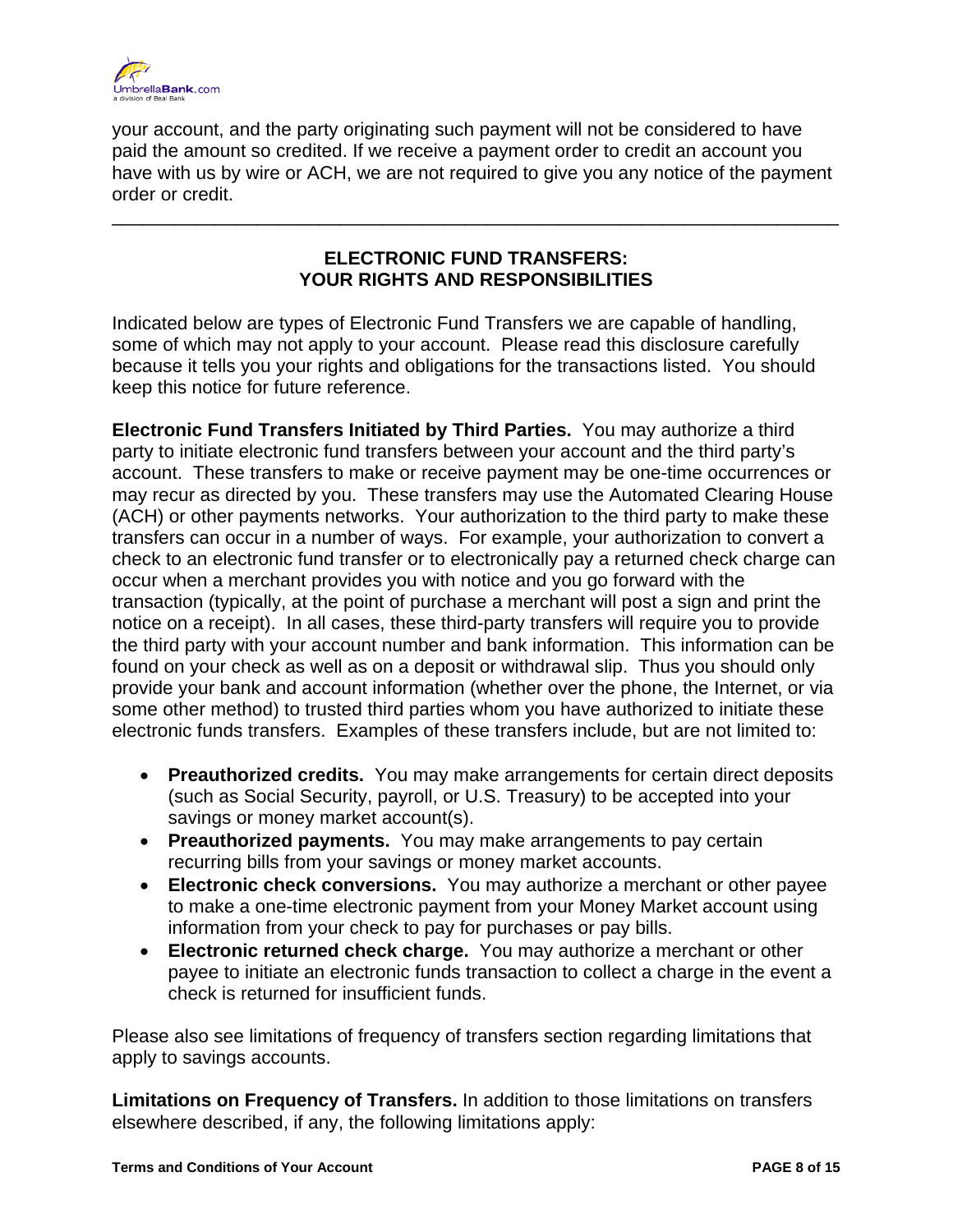your account, and the party originating such payment will not be considered to have paid the amount so credited. If we receive a payment order to credit an account you have with us by wire or ACH, we are not required to give you any notice of the payment order or credit.

---

## ELECTRONIC FUND TRANSFERS: YOUR RIGHTS AND RESPONSIBILITIES

Indicated below are types of Electronic Fund Transfers we are capable of handling, some of which may not apply to your account. Please read this disclosure carefully because it tells you your rights and obligations for the transactions listed. You should keep this notice for future reference.

**Electronic Fund Transfers Initiated by Third Parties.** You may authorize a third party to initiate electronic fund transfers between your account and the third party's account. These transfers to make or receive payment may be one-time occurrences or may recur as directed by you. These transfers may use the Automated Clearing House (ACH) or other payments networks. Your authorization to the third party to make these transfers can occur in a number of ways. For example, your authorization to convert a check to an electronic fund transfer or to electronically pay a returned check charge can occur when a merchant provides you with notice and you go forward with the transaction (typically, at the point of purchase a merchant will post a sign and print the notice on a receipt). In all cases, these third-party transfers will require you to provide the third party with your account number and bank information. This information can be found on your check as well as on a deposit or withdrawal slip. Thus you should only provide your bank and account information (whether over the phone, the Internet, or via some other method) to trusted third parties whom you have authorized to initiate these electronic funds transfers. Examples of these transfers include, but are not limited to:

- **Preauthorized credits.** You may make arrangements for certain direct deposits (such as Social Security, payroll, or U.S. Treasury) to be accepted into your savings or money market account(s).
- **Preauthorized payments.** You may make arrangements to pay certain recurring bills from your savings or money market accounts.
- **Electronic check conversions.** You may authorize a merchant or other payee to make a one-time electronic payment from your Money Market account using information from your check to pay for purchases or pay bills.
- **Electronic returned check charge.** You may authorize a merchant or other payee to initiate an electronic funds transaction to collect a charge in the event a check is returned for insufficient funds.

Please also see limitations of frequency of transfers section regarding limitations that apply to savings accounts.

**Limitations on Frequency of Transfers.** In addition to those limitations on transfers elsewhere described, if any, the following limitations apply: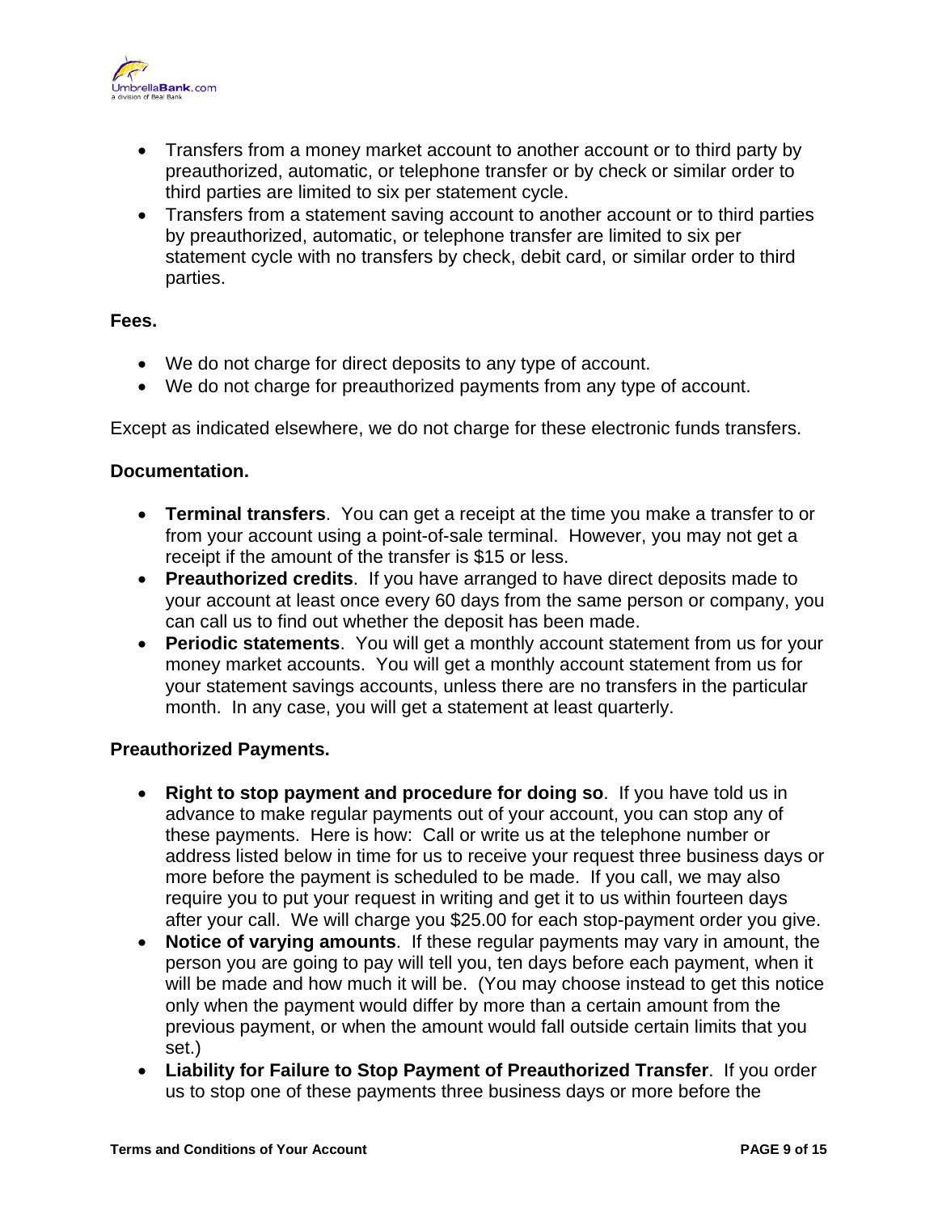- Transfers from a money market account to another account or to third party by preauthorized, automatic, or telephone transfer or by check or similar order to third parties are limited to six per statement cycle.
- Transfers from a statement saving account to another account or to third parties by preauthorized, automatic, or telephone transfer are limited to six per statement cycle with no transfers by check, debit card, or similar order to third parties.

**Fees.**

- We do not charge for direct deposits to any type of account.
- We do not charge for preauthorized payments from any type of account.

Except as indicated elsewhere, we do not charge for these electronic funds transfers.

**Documentation.**

- **Terminal transfers**. You can get a receipt at the time you make a transfer to or from your account using a point-of-sale terminal. However, you may not get a receipt if the amount of the transfer is $15 or less.
- **Preauthorized credits**. If you have arranged to have direct deposits made to your account at least once every 60 days from the same person or company, you can call us to find out whether the deposit has been made.
- **Periodic statements**. You will get a monthly account statement from us for your money market accounts. You will get a monthly account statement from us for your statement savings accounts, unless there are no transfers in the particular month. In any case, you will get a statement at least quarterly.

**Preauthorized Payments.**

- **Right to stop payment and procedure for doing so**. If you have told us in advance to make regular payments out of your account, you can stop any of these payments. Here is how: Call or write us at the telephone number or address listed below in time for us to receive your request three business days or more before the payment is scheduled to be made. If you call, we may also require you to put your request in writing and get it to us within fourteen days after your call. We will charge you $25.00 for each stop-payment order you give.
- **Notice of varying amounts**. If these regular payments may vary in amount, the person you are going to pay will tell you, ten days before each payment, when it will be made and how much it will be. (You may choose instead to get this notice only when the payment would differ by more than a certain amount from the previous payment, or when the amount would fall outside certain limits that you set.)
- **Liability for Failure to Stop Payment of Preauthorized Transfer**. If you order us to stop one of these payments three business days or more before the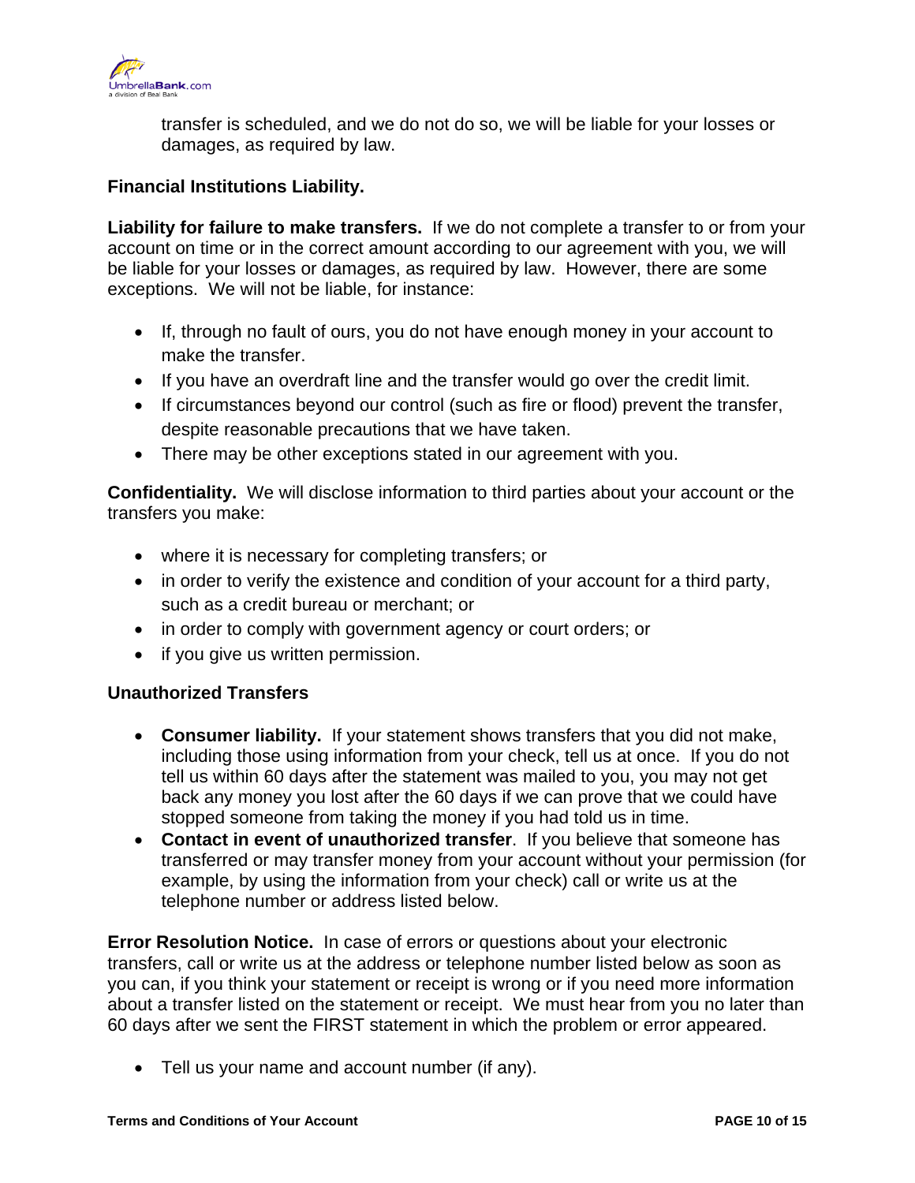transfer is scheduled, and we do not do so, we will be liable for your losses or damages, as required by law.

**Financial Institutions Liability.**

**Liability for failure to make transfers.** If we do not complete a transfer to or from your account on time or in the correct amount according to our agreement with you, we will be liable for your losses or damages, as required by law. However, there are some exceptions. We will not be liable, for instance:

- If, through no fault of ours, you do not have enough money in your account to make the transfer.
- If you have an overdraft line and the transfer would go over the credit limit.
- If circumstances beyond our control (such as fire or flood) prevent the transfer, despite reasonable precautions that we have taken.
- There may be other exceptions stated in our agreement with you.

**Confidentiality.** We will disclose information to third parties about your account or the transfers you make:

- where it is necessary for completing transfers; or
- in order to verify the existence and condition of your account for a third party, such as a credit bureau or merchant; or
- in order to comply with government agency or court orders; or
- if you give us written permission.

**Unauthorized Transfers**

- **Consumer liability.** If your statement shows transfers that you did not make, including those using information from your check, tell us at once. If you do not tell us within 60 days after the statement was mailed to you, you may not get back any money you lost after the 60 days if we can prove that we could have stopped someone from taking the money if you had told us in time.
- **Contact in event of unauthorized transfer**. If you believe that someone has transferred or may transfer money from your account without your permission (for example, by using the information from your check) call or write us at the telephone number or address listed below.

**Error Resolution Notice.** In case of errors or questions about your electronic transfers, call or write us at the address or telephone number listed below as soon as you can, if you think your statement or receipt is wrong or if you need more information about a transfer listed on the statement or receipt. We must hear from you no later than 60 days after we sent the FIRST statement in which the problem or error appeared.

- Tell us your name and account number (if any).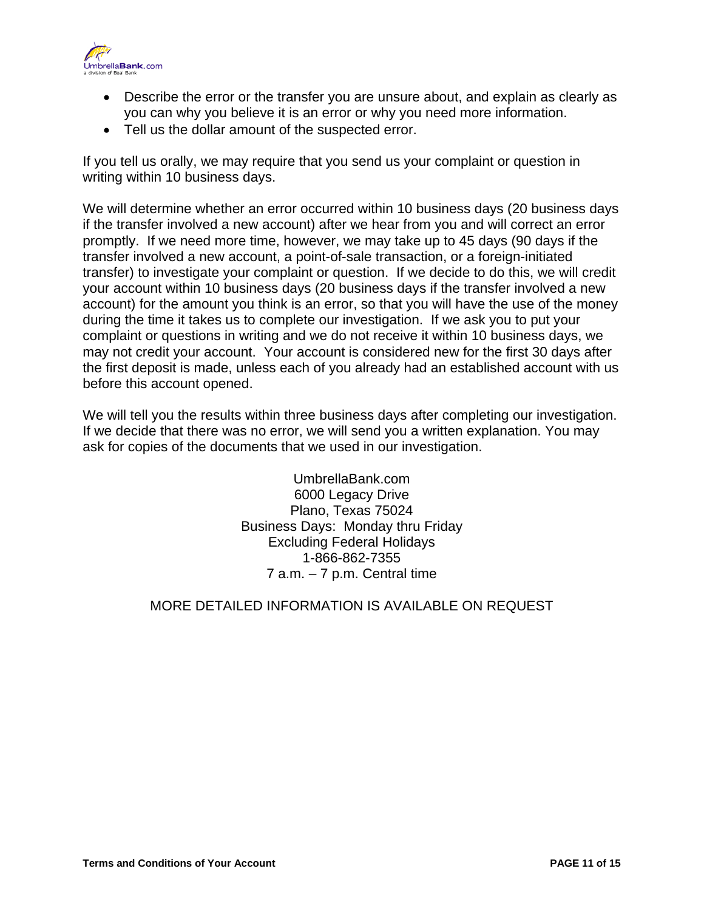- Describe the error or the transfer you are unsure about, and explain as clearly as you can why you believe it is an error or why you need more information.
- Tell us the dollar amount of the suspected error.

If you tell us orally, we may require that you send us your complaint or question in writing within 10 business days.

We will determine whether an error occurred within 10 business days (20 business days if the transfer involved a new account) after we hear from you and will correct an error promptly. If we need more time, however, we may take up to 45 days (90 days if the transfer involved a new account, a point-of-sale transaction, or a foreign-initiated transfer) to investigate your complaint or question. If we decide to do this, we will credit your account within 10 business days (20 business days if the transfer involved a new account) for the amount you think is an error, so that you will have the use of the money during the time it takes us to complete our investigation. If we ask you to put your complaint or questions in writing and we do not receive it within 10 business days, we may not credit your account. Your account is considered new for the first 30 days after the first deposit is made, unless each of you already had an established account with us before this account opened.

We will tell you the results within three business days after completing our investigation. If we decide that there was no error, we will send you a written explanation. You may ask for copies of the documents that we used in our investigation.

UmbrellaBank.com
6000 Legacy Drive
Plano, Texas 75024
Business Days: Monday thru Friday
Excluding Federal Holidays
1-866-862-7355
7 a.m. – 7 p.m. Central time

MORE DETAILED INFORMATION IS AVAILABLE ON REQUEST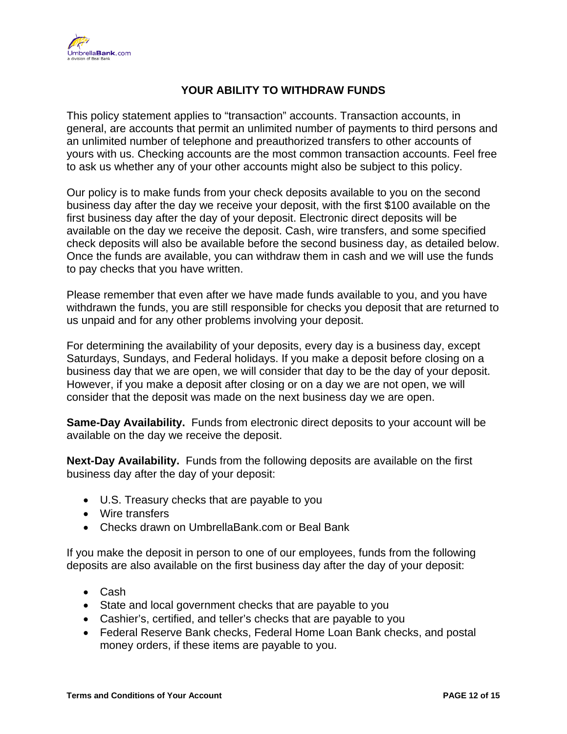## YOUR ABILITY TO WITHDRAW FUNDS

This policy statement applies to “transaction” accounts. Transaction accounts, in general, are accounts that permit an unlimited number of payments to third persons and an unlimited number of telephone and preauthorized transfers to other accounts of yours with us. Checking accounts are the most common transaction accounts. Feel free to ask us whether any of your other accounts might also be subject to this policy.

Our policy is to make funds from your check deposits available to you on the second business day after the day we receive your deposit, with the first $100 available on the first business day after the day of your deposit. Electronic direct deposits will be available on the day we receive the deposit. Cash, wire transfers, and some specified check deposits will also be available before the second business day, as detailed below. Once the funds are available, you can withdraw them in cash and we will use the funds to pay checks that you have written.

Please remember that even after we have made funds available to you, and you have withdrawn the funds, you are still responsible for checks you deposit that are returned to us unpaid and for any other problems involving your deposit.

For determining the availability of your deposits, every day is a business day, except Saturdays, Sundays, and Federal holidays. If you make a deposit before closing on a business day that we are open, we will consider that day to be the day of your deposit. However, if you make a deposit after closing or on a day we are not open, we will consider that the deposit was made on the next business day we are open.

**Same-Day Availability.** Funds from electronic direct deposits to your account will be available on the day we receive the deposit.

**Next-Day Availability.** Funds from the following deposits are available on the first business day after the day of your deposit:

- U.S. Treasury checks that are payable to you
- Wire transfers
- Checks drawn on UmbrellaBank.com or Beal Bank

If you make the deposit in person to one of our employees, funds from the following deposits are also available on the first business day after the day of your deposit:

- Cash
- State and local government checks that are payable to you
- Cashier’s, certified, and teller’s checks that are payable to you
- Federal Reserve Bank checks, Federal Home Loan Bank checks, and postal money orders, if these items are payable to you.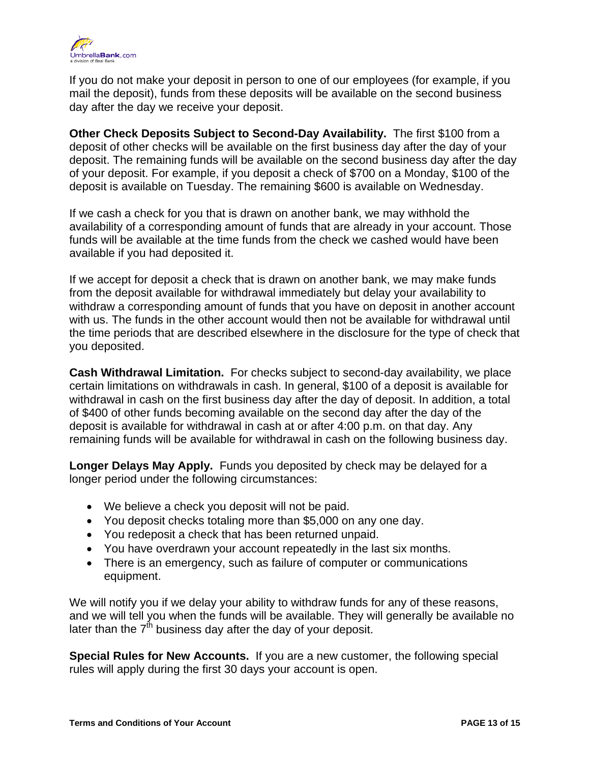If you do not make your deposit in person to one of our employees (for example, if you mail the deposit), funds from these deposits will be available on the second business day after the day we receive your deposit.

**Other Check Deposits Subject to Second-Day Availability.** The first $100 from a deposit of other checks will be available on the first business day after the day of your deposit. The remaining funds will be available on the second business day after the day of your deposit. For example, if you deposit a check of $700 on a Monday, $100 of the deposit is available on Tuesday. The remaining $600 is available on Wednesday.

If we cash a check for you that is drawn on another bank, we may withhold the availability of a corresponding amount of funds that are already in your account. Those funds will be available at the time funds from the check we cashed would have been available if you had deposited it.

If we accept for deposit a check that is drawn on another bank, we may make funds from the deposit available for withdrawal immediately but delay your availability to withdraw a corresponding amount of funds that you have on deposit in another account with us. The funds in the other account would then not be available for withdrawal until the time periods that are described elsewhere in the disclosure for the type of check that you deposited.

**Cash Withdrawal Limitation.** For checks subject to second-day availability, we place certain limitations on withdrawals in cash. In general, $100 of a deposit is available for withdrawal in cash on the first business day after the day of deposit. In addition, a total of $400 of other funds becoming available on the second day after the day of the deposit is available for withdrawal in cash at or after 4:00 p.m. on that day. Any remaining funds will be available for withdrawal in cash on the following business day.

**Longer Delays May Apply.** Funds you deposited by check may be delayed for a longer period under the following circumstances:

- We believe a check you deposit will not be paid.
- You deposit checks totaling more than $5,000 on any one day.
- You redeposit a check that has been returned unpaid.
- You have overdrawn your account repeatedly in the last six months.
- There is an emergency, such as failure of computer or communications equipment.

We will notify you if we delay your ability to withdraw funds for any of these reasons, and we will tell you when the funds will be available. They will generally be available no later than the 7th business day after the day of your deposit.

**Special Rules for New Accounts.** If you are a new customer, the following special rules will apply during the first 30 days your account is open.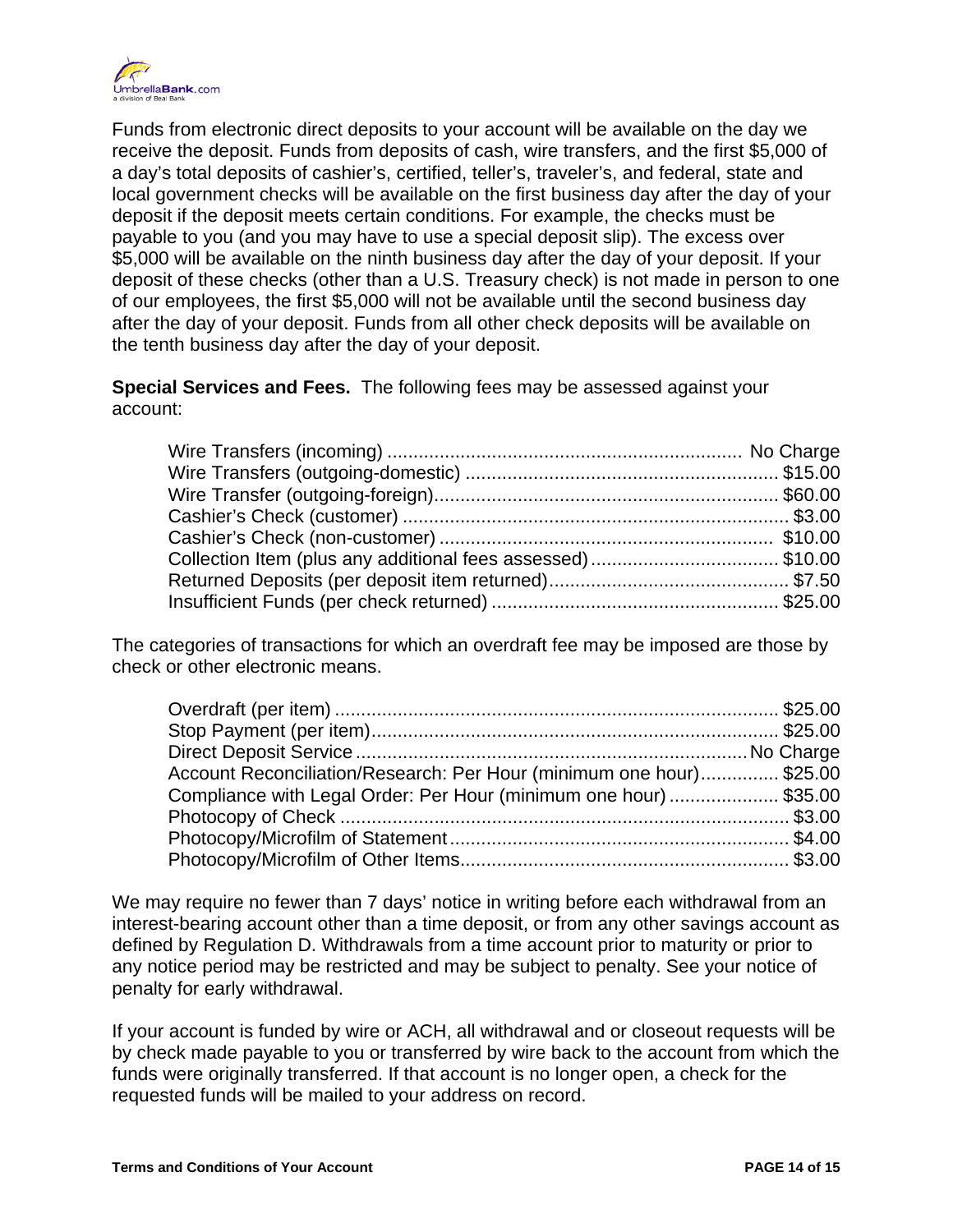Funds from electronic direct deposits to your account will be available on the day we receive the deposit. Funds from deposits of cash, wire transfers, and the first $5,000 of a day's total deposits of cashier's, certified, teller's, traveler's, and federal, state and local government checks will be available on the first business day after the day of your deposit if the deposit meets certain conditions. For example, the checks must be payable to you (and you may have to use a special deposit slip). The excess over $5,000 will be available on the ninth business day after the day of your deposit. If your deposit of these checks (other than a U.S. Treasury check) is not made in person to one of our employees, the first $5,000 will not be available until the second business day after the day of your deposit. Funds from all other check deposits will be available on the tenth business day after the day of your deposit.

**Special Services and Fees.** The following fees may be assessed against your account:

| Service | Fee |
|---|---|
| Wire Transfers (incoming) | No Charge |
| Wire Transfers (outgoing-domestic) | $15.00 |
| Wire Transfer (outgoing-foreign) | $60.00 |
| Cashier's Check (customer) | $3.00 |
| Cashier's Check (non-customer) | $10.00 |
| Collection Item (plus any additional fees assessed) | $10.00 |
| Returned Deposits (per deposit item returned) | $7.50 |
| Insufficient Funds (per check returned) | $25.00 |

The categories of transactions for which an overdraft fee may be imposed are those by check or other electronic means.

| Service | Fee |
|---|---|
| Overdraft (per item) | $25.00 |
| Stop Payment (per item) | $25.00 |
| Direct Deposit Service | No Charge |
| Account Reconciliation/Research: Per Hour (minimum one hour) | $25.00 |
| Compliance with Legal Order: Per Hour (minimum one hour) | $35.00 |
| Photocopy of Check | $3.00 |
| Photocopy/Microfilm of Statement | $4.00 |
| Photocopy/Microfilm of Other Items | $3.00 |

We may require no fewer than 7 days' notice in writing before each withdrawal from an interest-bearing account other than a time deposit, or from any other savings account as defined by Regulation D. Withdrawals from a time account prior to maturity or prior to any notice period may be restricted and may be subject to penalty. See your notice of penalty for early withdrawal.

If your account is funded by wire or ACH, all withdrawal and or closeout requests will be by check made payable to you or transferred by wire back to the account from which the funds were originally transferred. If that account is no longer open, a check for the requested funds will be mailed to your address on record.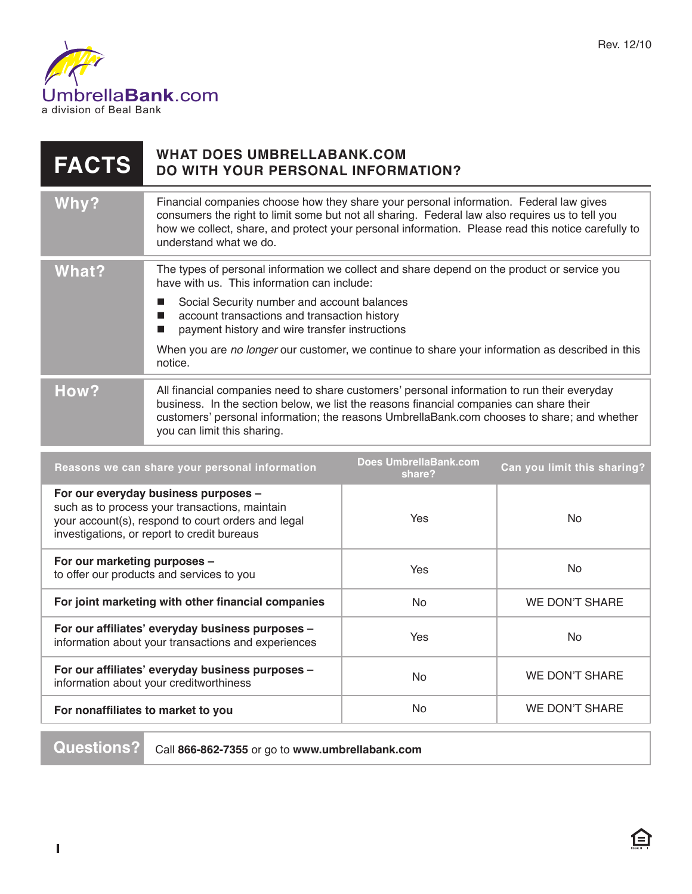Rev. 12/10

UmbrellaBank.com
a division of Beal Bank

# FACTS — WHAT DOES UMBRELLABANK.COM DO WITH YOUR PERSONAL INFORMATION?

| | |
|---|---|
| **Why?** | Financial companies choose how they share your personal information. Federal law gives consumers the right to limit some but not all sharing. Federal law also requires us to tell you how we collect, share, and protect your personal information. Please read this notice carefully to understand what we do. |
| **What?** | The types of personal information we collect and share depend on the product or service you have with us. This information can include:<br>■ Social Security number and account balances<br>■ account transactions and transaction history<br>■ payment history and wire transfer instructions<br><br>When you are *no longer* our customer, we continue to share your information as described in this notice. |
| **How?** | All financial companies need to share customers' personal information to run their everyday business. In the section below, we list the reasons financial companies can share their customers' personal information; the reasons UmbrellaBank.com chooses to share; and whether you can limit this sharing. |

| Reasons we can share your personal information | Does UmbrellaBank.com share? | Can you limit this sharing? |
|---|---|---|
| **For our everyday business purposes –** such as to process your transactions, maintain your account(s), respond to court orders and legal investigations, or report to credit bureaus | Yes | No |
| **For our marketing purposes –** to offer our products and services to you | Yes | No |
| **For joint marketing with other financial companies** | No | WE DON'T SHARE |
| **For our affiliates' everyday business purposes –** information about your transactions and experiences | Yes | No |
| **For our affiliates' everyday business purposes –** information about your creditworthiness | No | WE DON'T SHARE |
| **For nonaffiliates to market to you** | No | WE DON'T SHARE |

| | |
|---|---|
| **Questions?** | Call **866-862-7355** or go to **www.umbrellabank.com** |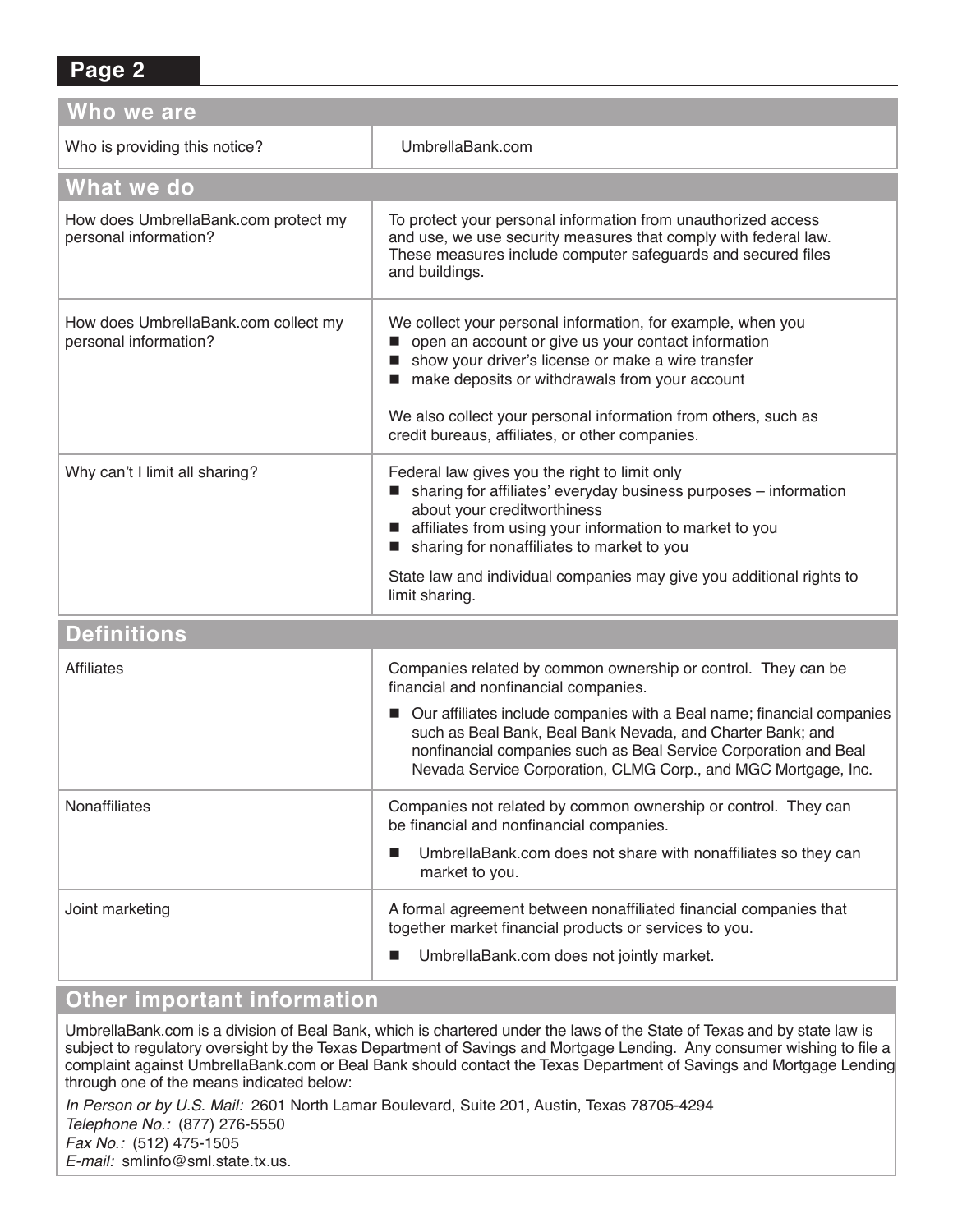## Who we are

| | |
|---|---|
| Who is providing this notice? | UmbrellaBank.com |

## What we do

| | |
|---|---|
| How does UmbrellaBank.com protect my personal information? | To protect your personal information from unauthorized access and use, we use security measures that comply with federal law. These measures include computer safeguards and secured files and buildings. |
| How does UmbrellaBank.com collect my personal information? | We collect your personal information, for example, when you<br>■ open an account or give us your contact information<br>■ show your driver's license or make a wire transfer<br>■ make deposits or withdrawals from your account<br><br>We also collect your personal information from others, such as credit bureaus, affiliates, or other companies. |
| Why can't I limit all sharing? | Federal law gives you the right to limit only<br>■ sharing for affiliates' everyday business purposes – information about your creditworthiness<br>■ affiliates from using your information to market to you<br>■ sharing for nonaffiliates to market to you<br><br>State law and individual companies may give you additional rights to limit sharing. |

## Definitions

| | |
|---|---|
| Affiliates | Companies related by common ownership or control. They can be financial and nonfinancial companies.<br>■ Our affiliates include companies with a Beal name; financial companies such as Beal Bank, Beal Bank Nevada, and Charter Bank; and nonfinancial companies such as Beal Service Corporation and Beal Nevada Service Corporation, CLMG Corp., and MGC Mortgage, Inc. |
| Nonaffiliates | Companies not related by common ownership or control. They can be financial and nonfinancial companies.<br>■ UmbrellaBank.com does not share with nonaffiliates so they can market to you. |
| Joint marketing | A formal agreement between nonaffiliated financial companies that together market financial products or services to you.<br>■ UmbrellaBank.com does not jointly market. |

## Other important information

UmbrellaBank.com is a division of Beal Bank, which is chartered under the laws of the State of Texas and by state law is subject to regulatory oversight by the Texas Department of Savings and Mortgage Lending. Any consumer wishing to file a complaint against UmbrellaBank.com or Beal Bank should contact the Texas Department of Savings and Mortgage Lending through one of the means indicated below:

*In Person or by U.S. Mail:* 2601 North Lamar Boulevard, Suite 201, Austin, Texas 78705-4294
*Telephone No.:* (877) 276-5550
*Fax No.:* (512) 475-1505
*E-mail:* smlinfo@sml.state.tx.us.